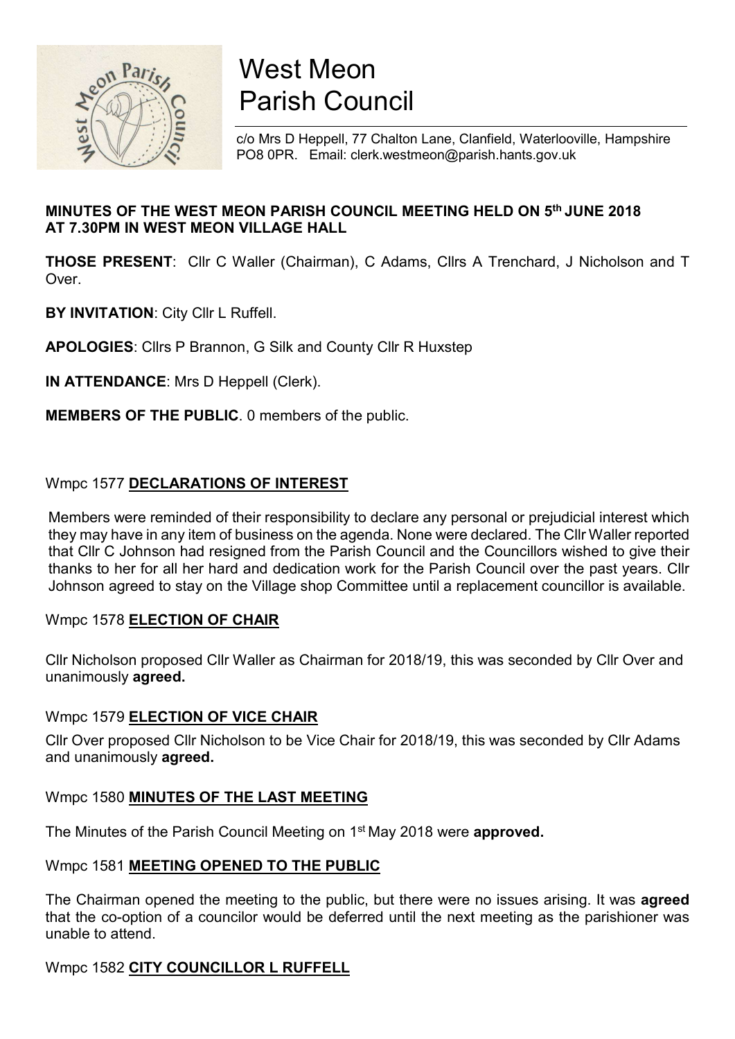# West Meon Parish Council

c/o Mrs D Heppell, 77 Chalton Lane, Clanfield, Waterlooville, Hampshire PO8 0PR. Email: clerk.westmeon@parish.hants.gov.uk

**MINUTES OF THE WEST MEON PARISH COUNCIL MEETING HELD ON 5th JUNE 2018 AT 7.30PM IN WEST MEON VILLAGE HALL**

**THOSE PRESENT**: Cllr C Waller (Chairman), C Adams, Cllrs A Trenchard, J Nicholson and T Over.

**BY INVITATION**: City Cllr L Ruffell.

**APOLOGIES**: Cllrs P Brannon, G Silk and County Cllr R Huxstep

**IN ATTENDANCE**: Mrs D Heppell (Clerk).

**MEMBERS OF THE PUBLIC**. 0 members of the public.

## Wmpc 1577 DECLARATIONS OF INTEREST

Members were reminded of their responsibility to declare any personal or prejudicial interest which they may have in any item of business on the agenda. None were declared. The Cllr Waller reported that Cllr C Johnson had resigned from the Parish Council and the Councillors wished to give their thanks to her for all her hard and dedication work for the Parish Council over the past years. Cllr Johnson agreed to stay on the Village shop Committee until a replacement councillor is available.

## Wmpc 1578 ELECTION OF CHAIR

Cllr Nicholson proposed Cllr Waller as Chairman for 2018/19, this was seconded by Cllr Over and unanimously **agreed.**

## Wmpc 1579 ELECTION OF VICE CHAIR

Cllr Over proposed Cllr Nicholson to be Vice Chair for 2018/19, this was seconded by Cllr Adams and unanimously **agreed.**

## Wmpc 1580 MINUTES OF THE LAST MEETING

The Minutes of the Parish Council Meeting on 1st May 2018 were **approved.**

## Wmpc 1581 MEETING OPENED TO THE PUBLIC

The Chairman opened the meeting to the public, but there were no issues arising. It was **agreed** that the co-option of a councilor would be deferred until the next meeting as the parishioner was unable to attend.

## Wmpc 1582 CITY COUNCILLOR L RUFFELL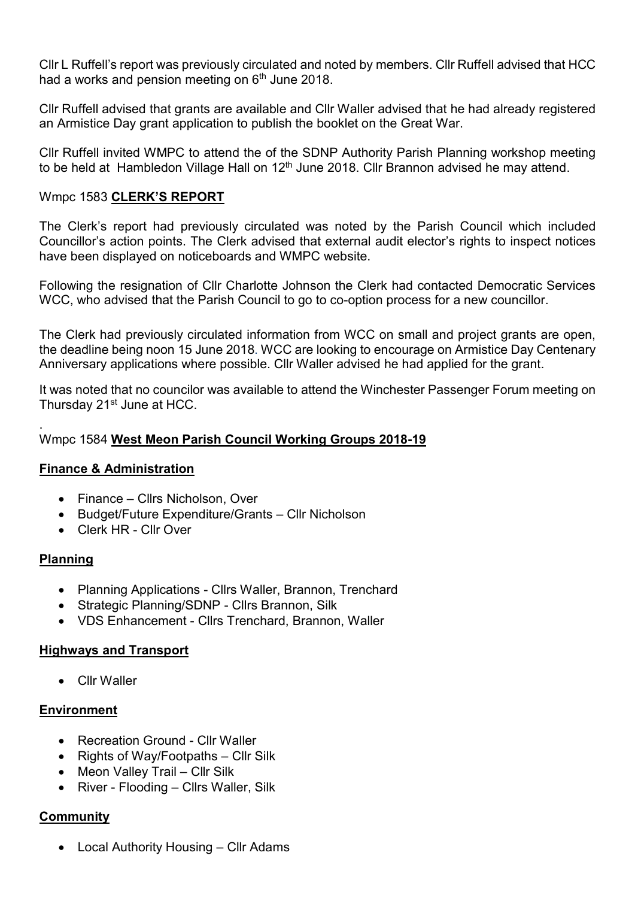Cllr L Ruffell's report was previously circulated and noted by members. Cllr Ruffell advised that HCC had a works and pension meeting on 6th June 2018.

Cllr Ruffell advised that grants are available and Cllr Waller advised that he had already registered an Armistice Day grant application to publish the booklet on the Great War.

Cllr Ruffell invited WMPC to attend the of the SDNP Authority Parish Planning workshop meeting to be held at Hambledon Village Hall on 12th June 2018. Cllr Brannon advised he may attend.

Wmpc 1583 **CLERK'S REPORT**

The Clerk's report had previously circulated was noted by the Parish Council which included Councillor's action points. The Clerk advised that external audit elector's rights to inspect notices have been displayed on noticeboards and WMPC website.

Following the resignation of Cllr Charlotte Johnson the Clerk had contacted Democratic Services WCC, who advised that the Parish Council to go to co-option process for a new councillor.

The Clerk had previously circulated information from WCC on small and project grants are open, the deadline being noon 15 June 2018. WCC are looking to encourage on Armistice Day Centenary Anniversary applications where possible. Cllr Waller advised he had applied for the grant.

It was noted that no councilor was available to attend the Winchester Passenger Forum meeting on Thursday 21st June at HCC.

.
Wmpc 1584 **West Meon Parish Council Working Groups 2018-19**

**Finance & Administration**

- Finance – Cllrs Nicholson, Over
- Budget/Future Expenditure/Grants – Cllr Nicholson
- Clerk HR - Cllr Over

**Planning**

- Planning Applications - Cllrs Waller, Brannon, Trenchard
- Strategic Planning/SDNP - Cllrs Brannon, Silk
- VDS Enhancement - Cllrs Trenchard, Brannon, Waller

**Highways and Transport**

- Cllr Waller

**Environment**

- Recreation Ground - Cllr Waller
- Rights of Way/Footpaths – Cllr Silk
- Meon Valley Trail – Cllr Silk
- River - Flooding – Cllrs Waller, Silk

**Community**

- Local Authority Housing – Cllr Adams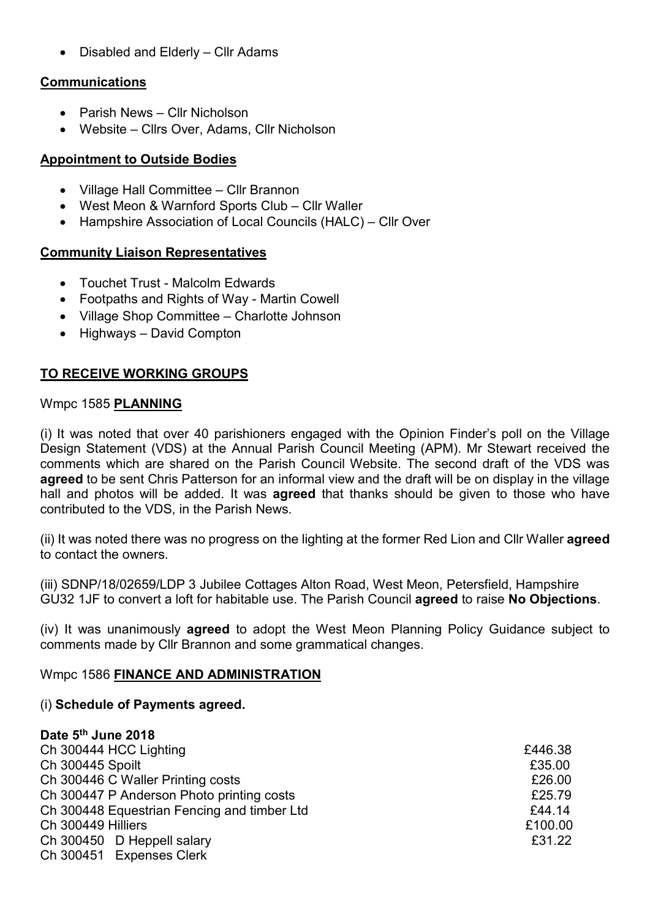- Disabled and Elderly – Cllr Adams

**Communications**

- Parish News – Cllr Nicholson
- Website – Cllrs Over, Adams, Cllr Nicholson

**Appointment to Outside Bodies**

- Village Hall Committee – Cllr Brannon
- West Meon & Warnford Sports Club – Cllr Waller
- Hampshire Association of Local Councils (HALC) – Cllr Over

**Community Liaison Representatives**

- Touchet Trust - Malcolm Edwards
- Footpaths and Rights of Way - Martin Cowell
- Village Shop Committee – Charlotte Johnson
- Highways – David Compton

## TO RECEIVE WORKING GROUPS

Wmpc 1585 **PLANNING**

(i) It was noted that over 40 parishioners engaged with the Opinion Finder's poll on the Village Design Statement (VDS) at the Annual Parish Council Meeting (APM). Mr Stewart received the comments which are shared on the Parish Council Website. The second draft of the VDS was **agreed** to be sent Chris Patterson for an informal view and the draft will be on display in the village hall and photos will be added. It was **agreed** that thanks should be given to those who have contributed to the VDS, in the Parish News.

(ii) It was noted there was no progress on the lighting at the former Red Lion and Cllr Waller **agreed** to contact the owners.

(iii) SDNP/18/02659/LDP 3 Jubilee Cottages Alton Road, West Meon, Petersfield, Hampshire GU32 1JF to convert a loft for habitable use. The Parish Council **agreed** to raise **No Objections**.

(iv) It was unanimously **agreed** to adopt the West Meon Planning Policy Guidance subject to comments made by Cllr Brannon and some grammatical changes.

Wmpc 1586 **FINANCE AND ADMINISTRATION**

(i) **Schedule of Payments agreed.**

**Date 5th June 2018**

| | |
|---|---|
| Ch 300444 HCC Lighting | £446.38 |
| Ch 300445 Spoilt | £35.00 |
| Ch 300446 C Waller Printing costs | £26.00 |
| Ch 300447 P Anderson Photo printing costs | £25.79 |
| Ch 300448 Equestrian Fencing and timber Ltd | £44.14 |
| Ch 300449 Hilliers | £100.00 |
| Ch 300450 D Heppell salary | £31.22 |
| Ch 300451 Expenses Clerk | |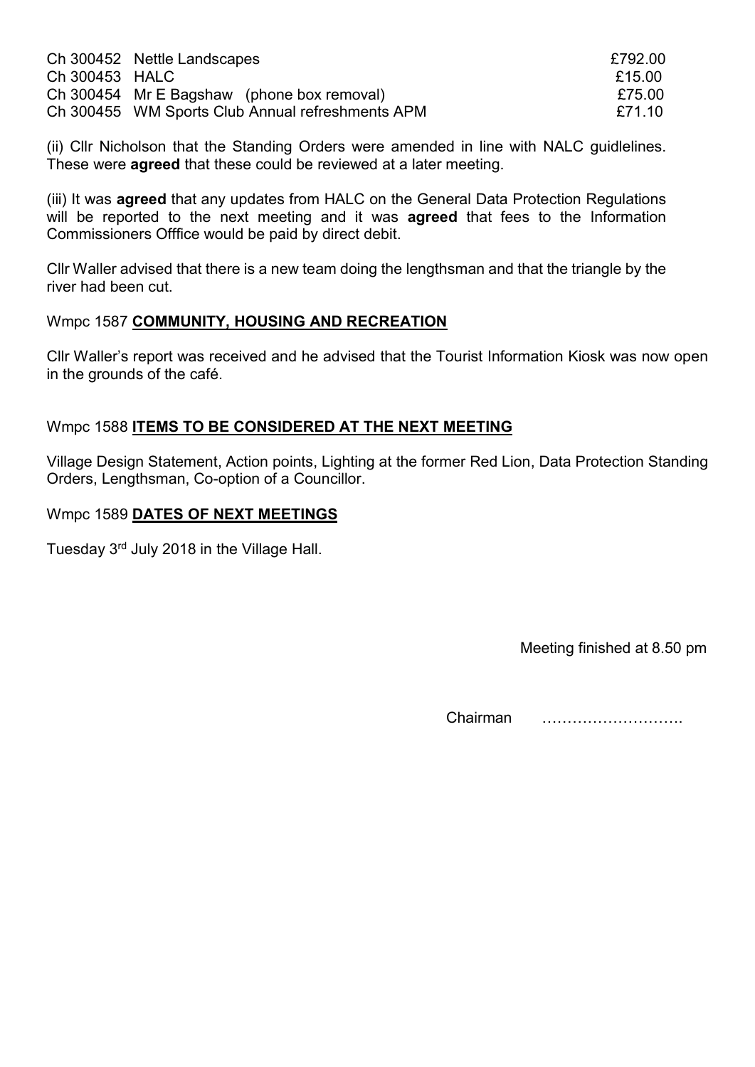| | | |
|---|---|---|
| Ch 300452 | Nettle Landscapes | £792.00 |
| Ch 300453 | HALC | £15.00 |
| Ch 300454 | Mr E Bagshaw (phone box removal) | £75.00 |
| Ch 300455 | WM Sports Club Annual refreshments APM | £71.10 |

(ii) Cllr Nicholson that the Standing Orders were amended in line with NALC guidlelines. These were **agreed** that these could be reviewed at a later meeting.

(iii) It was **agreed** that any updates from HALC on the General Data Protection Regulations will be reported to the next meeting and it was **agreed** that fees to the Information Commissioners Offfice would be paid by direct debit.

Cllr Waller advised that there is a new team doing the lengthsman and that the triangle by the river had been cut.

Wmpc 1587 **COMMUNITY, HOUSING AND RECREATION**

Cllr Waller's report was received and he advised that the Tourist Information Kiosk was now open in the grounds of the café.

Wmpc 1588 **ITEMS TO BE CONSIDERED AT THE NEXT MEETING**

Village Design Statement, Action points, Lighting at the former Red Lion, Data Protection Standing Orders, Lengthsman, Co-option of a Councillor.

Wmpc 1589 **DATES OF NEXT MEETINGS**

Tuesday 3rd July 2018 in the Village Hall.

Meeting finished at 8.50 pm

Chairman ……………………….